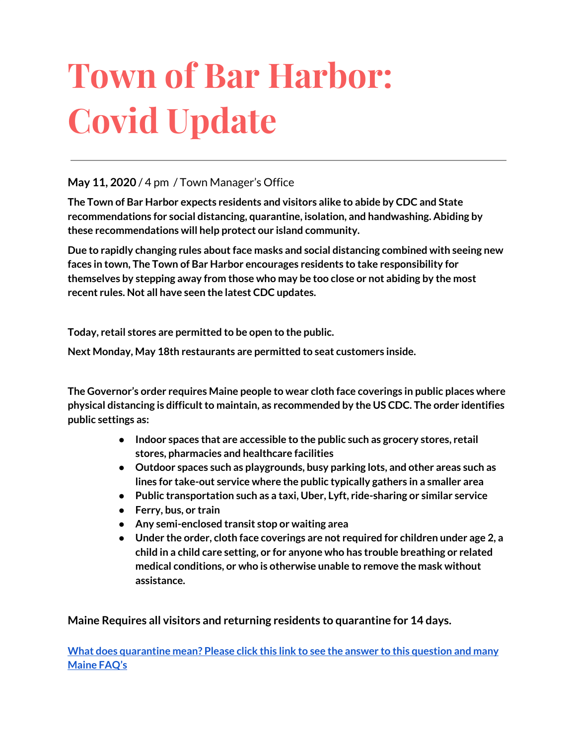# Town of Bar Harbor: Covid Update

---

**May 11, 2020** / 4 pm / Town Manager's Office

**The Town of Bar Harbor expects residents and visitors alike to abide by CDC and State recommendations for social distancing, quarantine, isolation, and handwashing. Abiding by these recommendations will help protect our island community.**

**Due to rapidly changing rules about face masks and social distancing combined with seeing new faces in town, The Town of Bar Harbor encourages residents to take responsibility for themselves by stepping away from those who may be too close or not abiding by the most recent rules. Not all have seen the latest CDC updates.**

**Today, retail stores are permitted to be open to the public.**

**Next Monday, May 18th restaurants are permitted to seat customers inside.**

**The Governor's order requires Maine people to wear cloth face coverings in public places where physical distancing is difficult to maintain, as recommended by the US CDC. The order identifies public settings as:**

- **Indoor spaces that are accessible to the public such as grocery stores, retail stores, pharmacies and healthcare facilities**
- **Outdoor spaces such as playgrounds, busy parking lots, and other areas such as lines for take-out service where the public typically gathers in a smaller area**
- **Public transportation such as a taxi, Uber, Lyft, ride-sharing or similar service**
- **Ferry, bus, or train**
- **Any semi-enclosed transit stop or waiting area**
- **Under the order, cloth face coverings are not required for children under age 2, a child in a child care setting, or for anyone who has trouble breathing or related medical conditions, or who is otherwise unable to remove the mask without assistance.**

**Maine Requires all visitors and returning residents to quarantine for 14 days.**

**What does quarantine mean? Please click this link to see the answer to this question and many Maine FAQ's**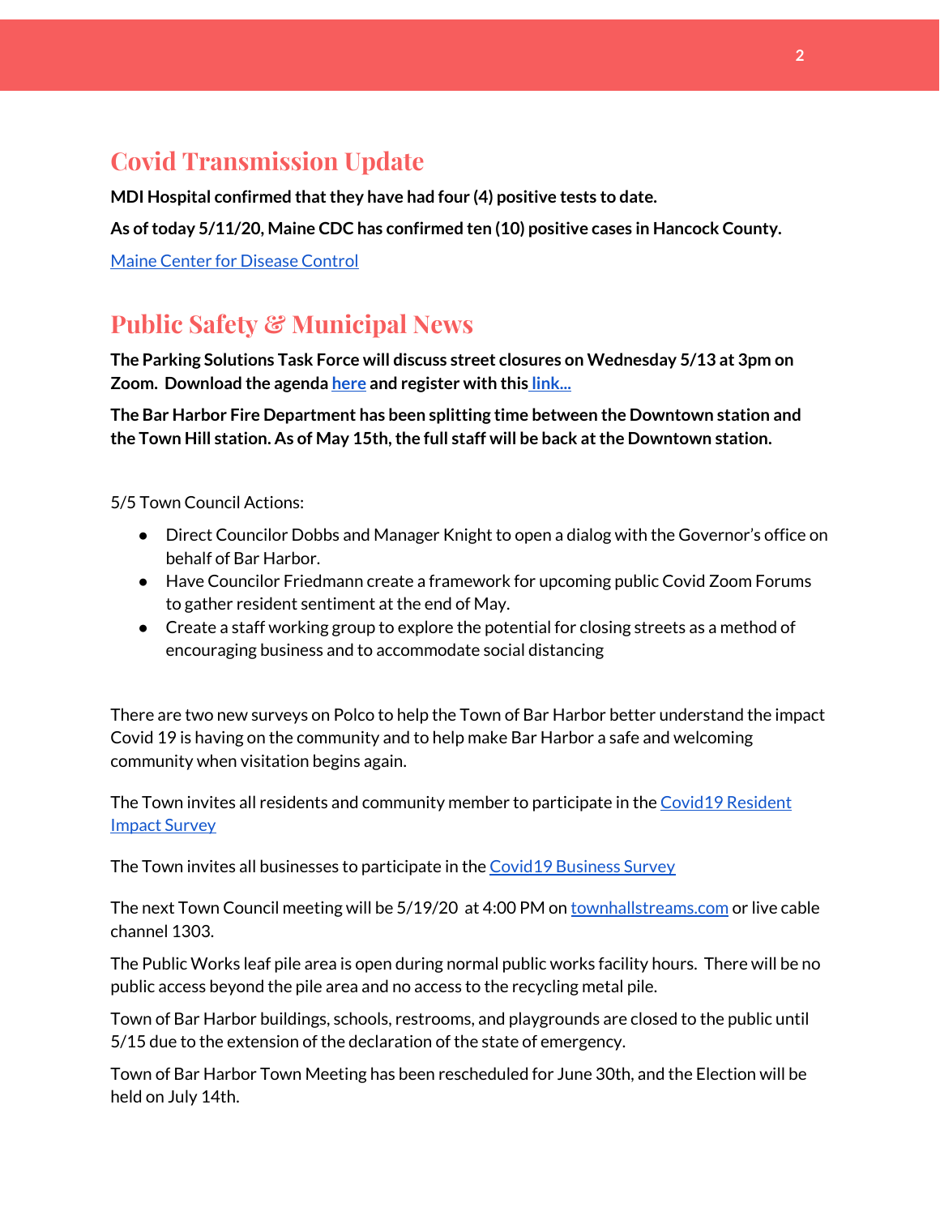## Covid Transmission Update

**MDI Hospital confirmed that they have had four (4) positive tests to date.**

**As of today 5/11/20, Maine CDC has confirmed ten (10) positive cases in Hancock County.**

Maine Center for Disease Control

## Public Safety & Municipal News

**The Parking Solutions Task Force will discuss street closures on Wednesday 5/13 at 3pm on Zoom. Download the agenda here and register with this link...**

**The Bar Harbor Fire Department has been splitting time between the Downtown station and the Town Hill station. As of May 15th, the full staff will be back at the Downtown station.**

5/5 Town Council Actions:

- Direct Councilor Dobbs and Manager Knight to open a dialog with the Governor's office on behalf of Bar Harbor.
- Have Councilor Friedmann create a framework for upcoming public Covid Zoom Forums to gather resident sentiment at the end of May.
- Create a staff working group to explore the potential for closing streets as a method of encouraging business and to accommodate social distancing

There are two new surveys on Polco to help the Town of Bar Harbor better understand the impact Covid 19 is having on the community and to help make Bar Harbor a safe and welcoming community when visitation begins again.

The Town invites all residents and community member to participate in the Covid19 Resident Impact Survey

The Town invites all businesses to participate in the Covid19 Business Survey

The next Town Council meeting will be 5/19/20 at 4:00 PM on townhallstreams.com or live cable channel 1303.

The Public Works leaf pile area is open during normal public works facility hours. There will be no public access beyond the pile area and no access to the recycling metal pile.

Town of Bar Harbor buildings, schools, restrooms, and playgrounds are closed to the public until 5/15 due to the extension of the declaration of the state of emergency.

Town of Bar Harbor Town Meeting has been rescheduled for June 30th, and the Election will be held on July 14th.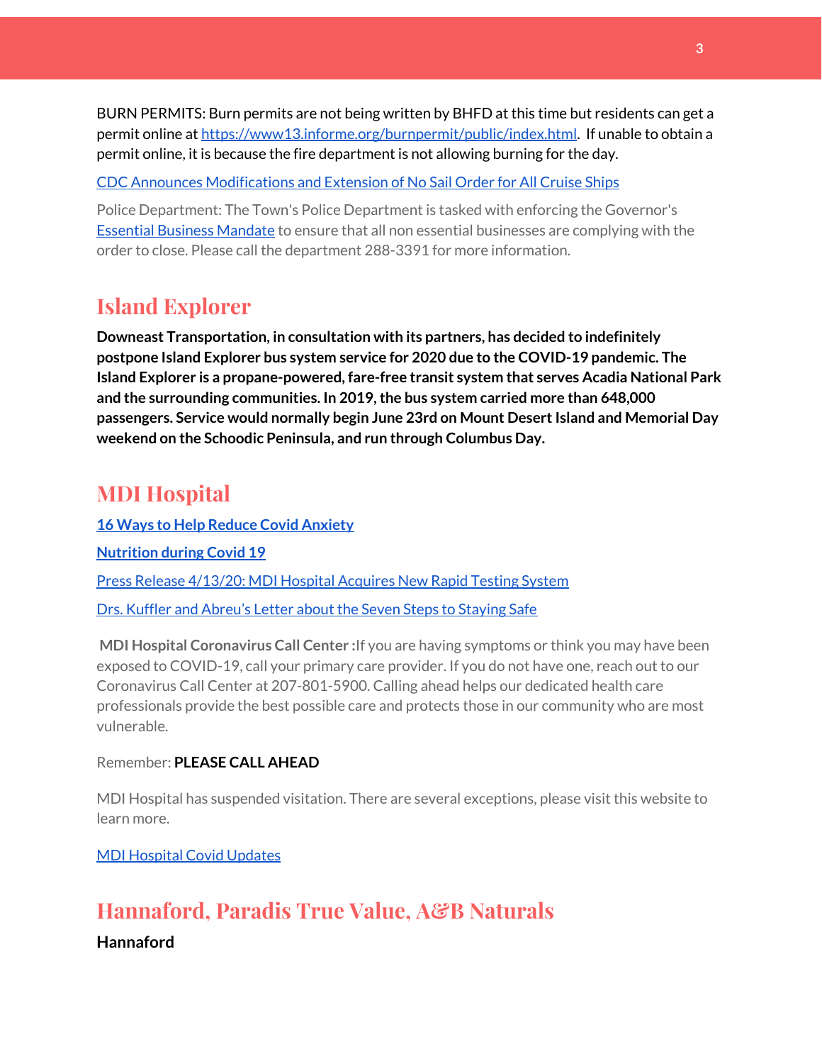BURN PERMITS: Burn permits are not being written by BHFD at this time but residents can get a permit online at https://www13.informe.org/burnpermit/public/index.html. If unable to obtain a permit online, it is because the fire department is not allowing burning for the day.

CDC Announces Modifications and Extension of No Sail Order for All Cruise Ships

Police Department: The Town's Police Department is tasked with enforcing the Governor's Essential Business Mandate to ensure that all non essential businesses are complying with the order to close. Please call the department 288-3391 for more information.

## Island Explorer

**Downeast Transportation, in consultation with its partners, has decided to indefinitely postpone Island Explorer bus system service for 2020 due to the COVID-19 pandemic. The Island Explorer is a propane-powered, fare-free transit system that serves Acadia National Park and the surrounding communities. In 2019, the bus system carried more than 648,000 passengers. Service would normally begin June 23rd on Mount Desert Island and Memorial Day weekend on the Schoodic Peninsula, and run through Columbus Day.**

## MDI Hospital

**16 Ways to Help Reduce Covid Anxiety**

**Nutrition during Covid 19**

Press Release 4/13/20: MDI Hospital Acquires New Rapid Testing System

Drs. Kuffler and Abreu's Letter about the Seven Steps to Staying Safe

**MDI Hospital Coronavirus Call Center :** If you are having symptoms or think you may have been exposed to COVID-19, call your primary care provider. If you do not have one, reach out to our Coronavirus Call Center at 207-801-5900. Calling ahead helps our dedicated health care professionals provide the best possible care and protects those in our community who are most vulnerable.

Remember: **PLEASE CALL AHEAD**

MDI Hospital has suspended visitation. There are several exceptions, please visit this website to learn more.

MDI Hospital Covid Updates

## Hannaford, Paradis True Value, A&B Naturals

**Hannaford**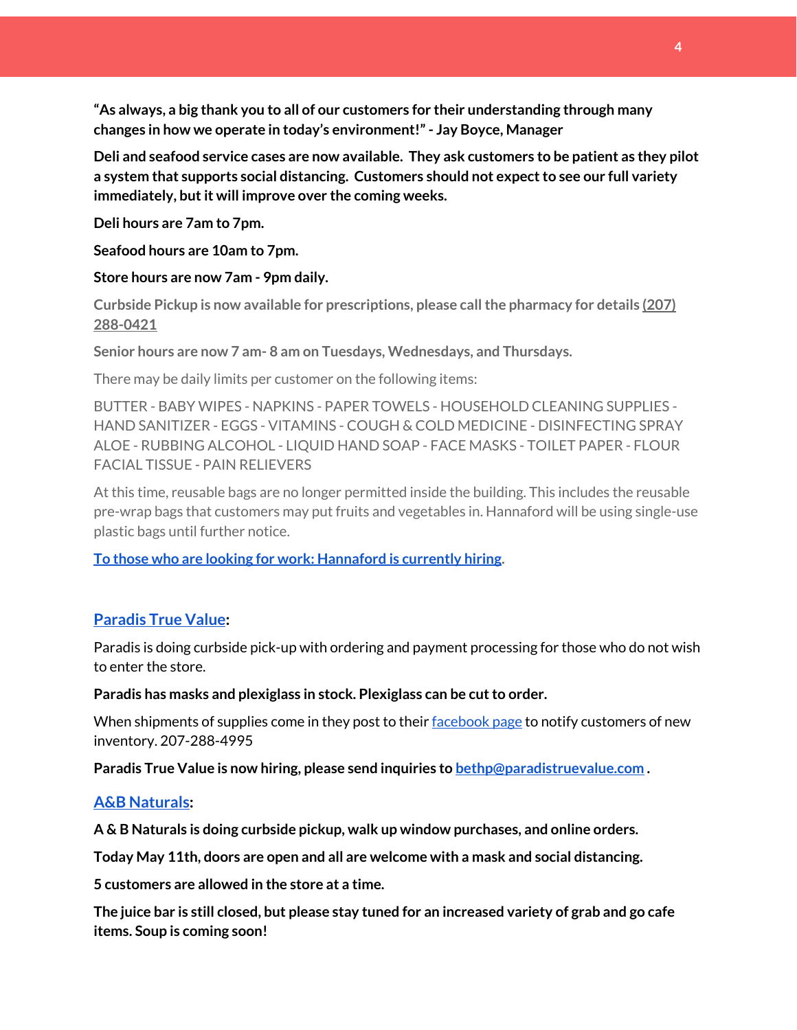**"As always, a big thank you to all of our customers for their understanding through many changes in how we operate in today's environment!" - Jay Boyce, Manager**

**Deli and seafood service cases are now available. They ask customers to be patient as they pilot a system that supports social distancing. Customers should not expect to see our full variety immediately, but it will improve over the coming weeks.**

**Deli hours are 7am to 7pm.**

**Seafood hours are 10am to 7pm.**

**Store hours are now 7am - 9pm daily.**

**Curbside Pickup is now available for prescriptions, please call the pharmacy for details (207) 288-0421**

**Senior hours are now 7 am- 8 am on Tuesdays, Wednesdays, and Thursdays.**

There may be daily limits per customer on the following items:

BUTTER - BABY WIPES - NAPKINS - PAPER TOWELS - HOUSEHOLD CLEANING SUPPLIES - HAND SANITIZER - EGGS - VITAMINS - COUGH & COLD MEDICINE - DISINFECTING SPRAY ALOE - RUBBING ALCOHOL - LIQUID HAND SOAP - FACE MASKS - TOILET PAPER - FLOUR FACIAL TISSUE - PAIN RELIEVERS

At this time, reusable bags are no longer permitted inside the building. This includes the reusable pre-wrap bags that customers may put fruits and vegetables in. Hannaford will be using single-use plastic bags until further notice.

**To those who are looking for work: Hannaford is currently hiring.**

## Paradis True Value:

Paradis is doing curbside pick-up with ordering and payment processing for those who do not wish to enter the store.

**Paradis has masks and plexiglass in stock. Plexiglass can be cut to order.**

When shipments of supplies come in they post to their facebook page to notify customers of new inventory. 207-288-4995

**Paradis True Value is now hiring, please send inquiries to bethp@paradistruevalue.com .**

## A&B Naturals:

**A & B Naturals is doing curbside pickup, walk up window purchases, and online orders.**

**Today May 11th, doors are open and all are welcome with a mask and social distancing.**

**5 customers are allowed in the store at a time.**

**The juice bar is still closed, but please stay tuned for an increased variety of grab and go cafe items. Soup is coming soon!**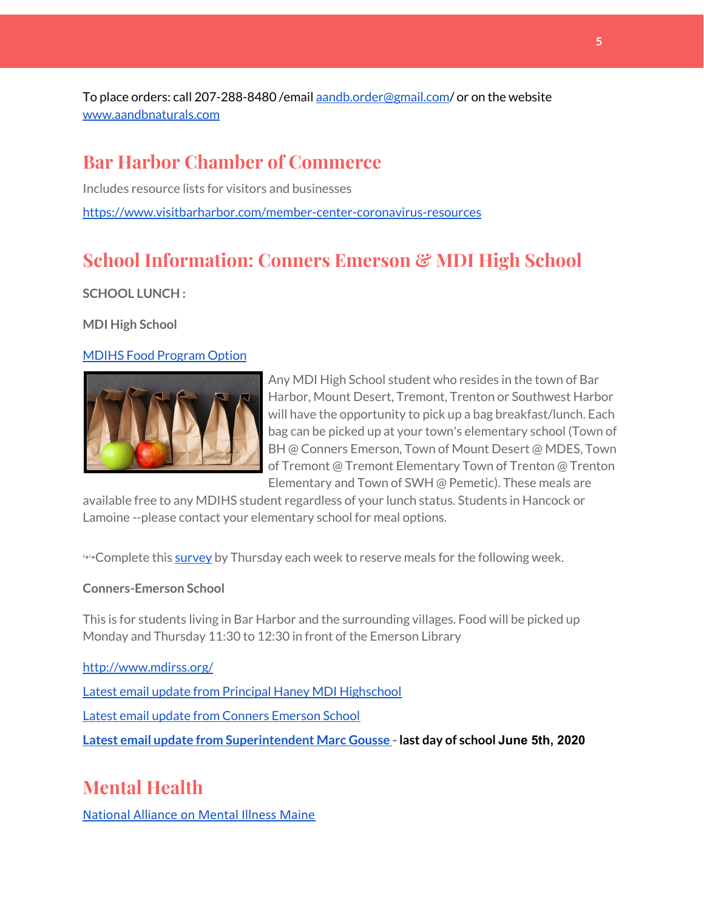To place orders: call 207-288-8480 /email [aandb.order@gmail.com](mailto:aandb.order@gmail.com)/ or on the website [www.aandbnaturals.com](http://www.aandbnaturals.com)

## Bar Harbor Chamber of Commerce

Includes resource lists for visitors and businesses

[https://www.visitbarharbor.com/member-center-coronavirus-resources](https://www.visitbarharbor.com/member-center-coronavirus-resources)

## School Information: Conners Emerson & MDI High School

**SCHOOL LUNCH :**

**MDI High School**

[MDIHS Food Program Option](#)

Any MDI High School student who resides in the town of Bar Harbor, Mount Desert, Tremont, Trenton or Southwest Harbor will have the opportunity to pick up a bag breakfast/lunch. Each bag can be picked up at your town's elementary school (Town of BH @ Conners Emerson, Town of Mount Desert @ MDES, Town of Tremont @ Tremont Elementary Town of Trenton @ Trenton Elementary and Town of SWH @ Pemetic). These meals are available free to any MDIHS student regardless of your lunch status. Students in Hancock or Lamoine --please contact your elementary school for meal options.

↬↬Complete this [survey](#) by Thursday each week to reserve meals for the following week.

**Conners-Emerson School**

This is for students living in Bar Harbor and the surrounding villages. Food will be picked up Monday and Thursday 11:30 to 12:30 in front of the Emerson Library

[http://www.mdirss.org/](http://www.mdirss.org/)

[Latest email update from Principal Haney MDI Highschool](#)

[Latest email update from Conners Emerson School](#)

**[Latest email update from Superintendent Marc Gousse](#) - last day of school June 5th, 2020**

## Mental Health

[National Alliance on Mental Illness Maine](#)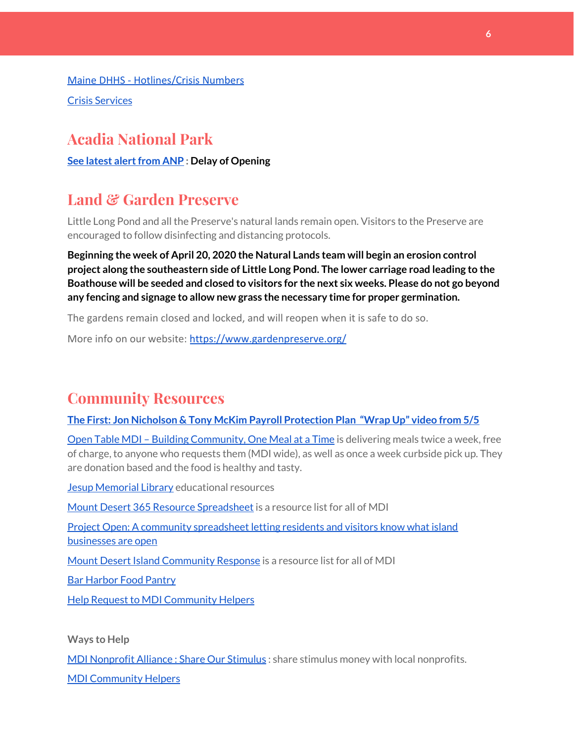Maine DHHS - Hotlines/Crisis Numbers

Crisis Services

## Acadia National Park

**See latest alert from ANP : Delay of Opening**

## Land & Garden Preserve

Little Long Pond and all the Preserve's natural lands remain open. Visitors to the Preserve are encouraged to follow disinfecting and distancing protocols.

**Beginning the week of April 20, 2020 the Natural Lands team will begin an erosion control project along the southeastern side of Little Long Pond. The lower carriage road leading to the Boathouse will be seeded and closed to visitors for the next six weeks. Please do not go beyond any fencing and signage to allow new grass the necessary time for proper germination.**

The gardens remain closed and locked, and will reopen when it is safe to do so.

More info on our website: https://www.gardenpreserve.org/

## Community Resources

**The First: Jon Nicholson & Tony McKim Payroll Protection Plan "Wrap Up" video from 5/5**

Open Table MDI – Building Community, One Meal at a Time is delivering meals twice a week, free of charge, to anyone who requests them (MDI wide), as well as once a week curbside pick up. They are donation based and the food is healthy and tasty.

Jesup Memorial Library educational resources

Mount Desert 365 Resource Spreadsheet is a resource list for all of MDI

Project Open: A community spreadsheet letting residents and visitors know what island businesses are open

Mount Desert Island Community Response is a resource list for all of MDI

Bar Harbor Food Pantry

Help Request to MDI Community Helpers

**Ways to Help**

MDI Nonprofit Alliance : Share Our Stimulus : share stimulus money with local nonprofits.

MDI Community Helpers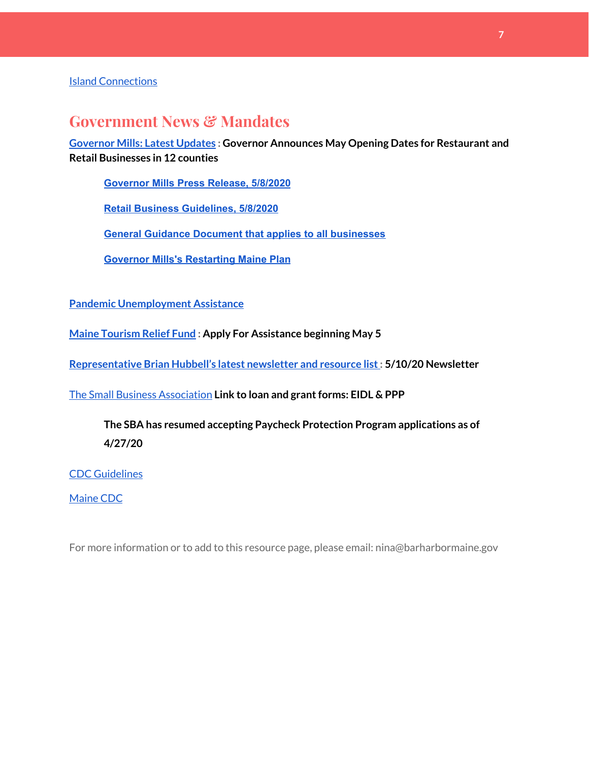Island Connections

## Government News & Mandates

**Governor Mills: Latest Updates : Governor Announces May Opening Dates for Restaurant and Retail Businesses in 12 counties**

> **Governor Mills Press Release, 5/8/2020**
>
> **Retail Business Guidelines, 5/8/2020**
>
> **General Guidance Document that applies to all businesses**
>
> **Governor Mills's Restarting Maine Plan**

**Pandemic Unemployment Assistance**

**Maine Tourism Relief Fund : Apply For Assistance beginning May 5**

**Representative Brian Hubbell's latest newsletter and resource list : 5/10/20 Newsletter**

The Small Business Association **Link to loan and grant forms: EIDL & PPP**

> **The SBA has resumed accepting Paycheck Protection Program applications as of 4/27/20**

CDC Guidelines

Maine CDC

For more information or to add to this resource page, please email: nina@barharbormaine.gov